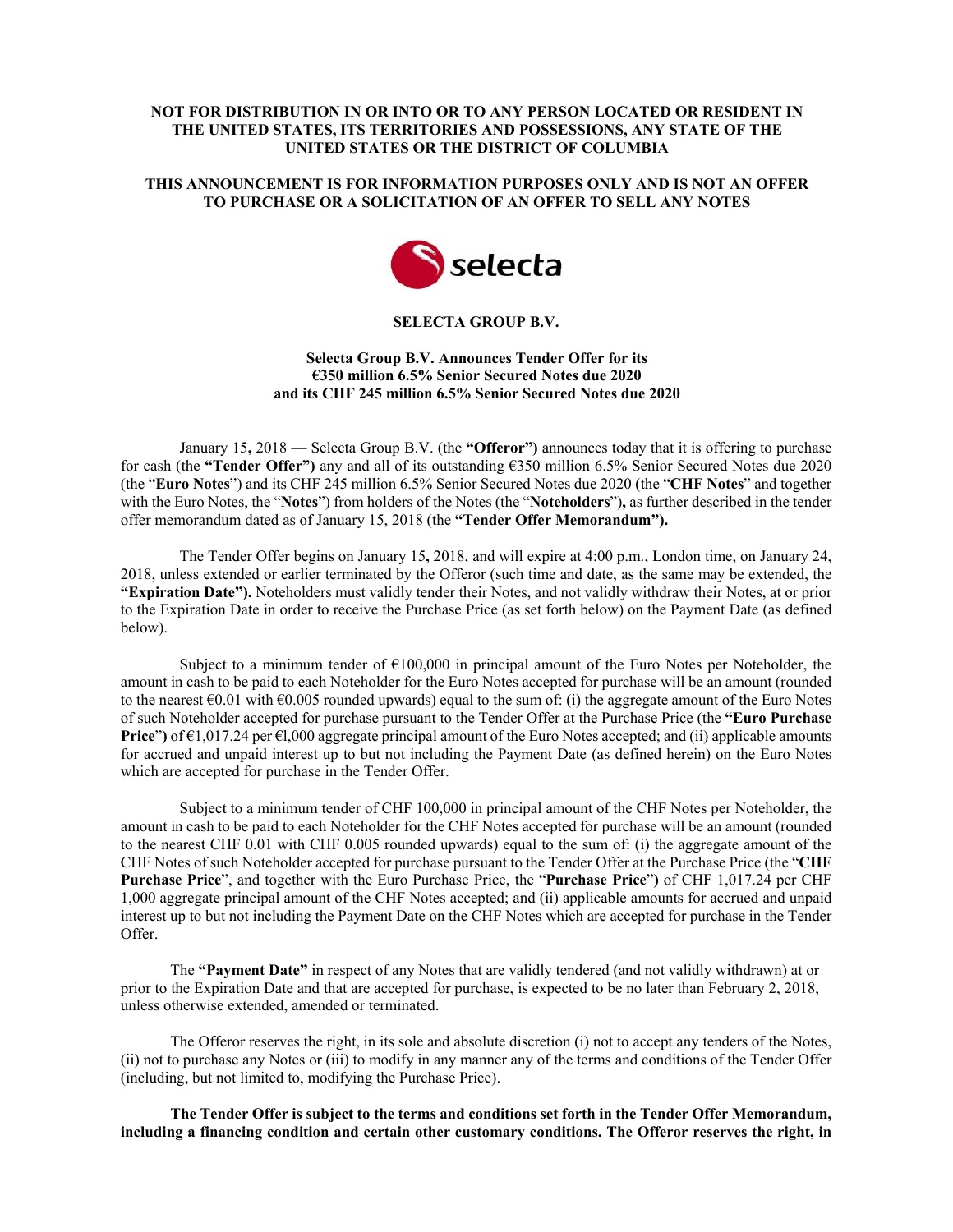**NOT FOR DISTRIBUTION IN OR INTO OR TO ANY PERSON LOCATED OR RESIDENT IN THE UNITED STATES, ITS TERRITORIES AND POSSESSIONS, ANY STATE OF THE UNITED STATES OR THE DISTRICT OF COLUMBIA**

**THIS ANNOUNCEMENT IS FOR INFORMATION PURPOSES ONLY AND IS NOT AN OFFER TO PURCHASE OR A SOLICITATION OF AN OFFER TO SELL ANY NOTES**

**SELECTA GROUP B.V.**

**Selecta Group B.V. Announces Tender Offer for its €350 million 6.5% Senior Secured Notes due 2020 and its CHF 245 million 6.5% Senior Secured Notes due 2020**

January 15, 2018 — Selecta Group B.V. (the **"Offeror")** announces today that it is offering to purchase for cash (the **"Tender Offer")** any and all of its outstanding €350 million 6.5% Senior Secured Notes due 2020 (the "**Euro Notes**") and its CHF 245 million 6.5% Senior Secured Notes due 2020 (the "**CHF Notes**" and together with the Euro Notes, the "**Notes**") from holders of the Notes (the "**Noteholders**"), as further described in the tender offer memorandum dated as of January 15, 2018 (the **"Tender Offer Memorandum").**

The Tender Offer begins on January 15, 2018, and will expire at 4:00 p.m., London time, on January 24, 2018, unless extended or earlier terminated by the Offeror (such time and date, as the same may be extended, the **"Expiration Date").** Noteholders must validly tender their Notes, and not validly withdraw their Notes, at or prior to the Expiration Date in order to receive the Purchase Price (as set forth below) on the Payment Date (as defined below).

Subject to a minimum tender of €100,000 in principal amount of the Euro Notes per Noteholder, the amount in cash to be paid to each Noteholder for the Euro Notes accepted for purchase will be an amount (rounded to the nearest €0.01 with €0.005 rounded upwards) equal to the sum of: (i) the aggregate amount of the Euro Notes of such Noteholder accepted for purchase pursuant to the Tender Offer at the Purchase Price (the **"Euro Purchase Price"**) of €1,017.24 per €l,000 aggregate principal amount of the Euro Notes accepted; and (ii) applicable amounts for accrued and unpaid interest up to but not including the Payment Date (as defined herein) on the Euro Notes which are accepted for purchase in the Tender Offer.

Subject to a minimum tender of CHF 100,000 in principal amount of the CHF Notes per Noteholder, the amount in cash to be paid to each Noteholder for the CHF Notes accepted for purchase will be an amount (rounded to the nearest CHF 0.01 with CHF 0.005 rounded upwards) equal to the sum of: (i) the aggregate amount of the CHF Notes of such Noteholder accepted for purchase pursuant to the Tender Offer at the Purchase Price (the "**CHF Purchase Price**", and together with the Euro Purchase Price, the "**Purchase Price**") of CHF 1,017.24 per CHF 1,000 aggregate principal amount of the CHF Notes accepted; and (ii) applicable amounts for accrued and unpaid interest up to but not including the Payment Date on the CHF Notes which are accepted for purchase in the Tender Offer.

The **"Payment Date"** in respect of any Notes that are validly tendered (and not validly withdrawn) at or prior to the Expiration Date and that are accepted for purchase, is expected to be no later than February 2, 2018, unless otherwise extended, amended or terminated.

The Offeror reserves the right, in its sole and absolute discretion (i) not to accept any tenders of the Notes, (ii) not to purchase any Notes or (iii) to modify in any manner any of the terms and conditions of the Tender Offer (including, but not limited to, modifying the Purchase Price).

**The Tender Offer is subject to the terms and conditions set forth in the Tender Offer Memorandum, including a financing condition and certain other customary conditions. The Offeror reserves the right, in**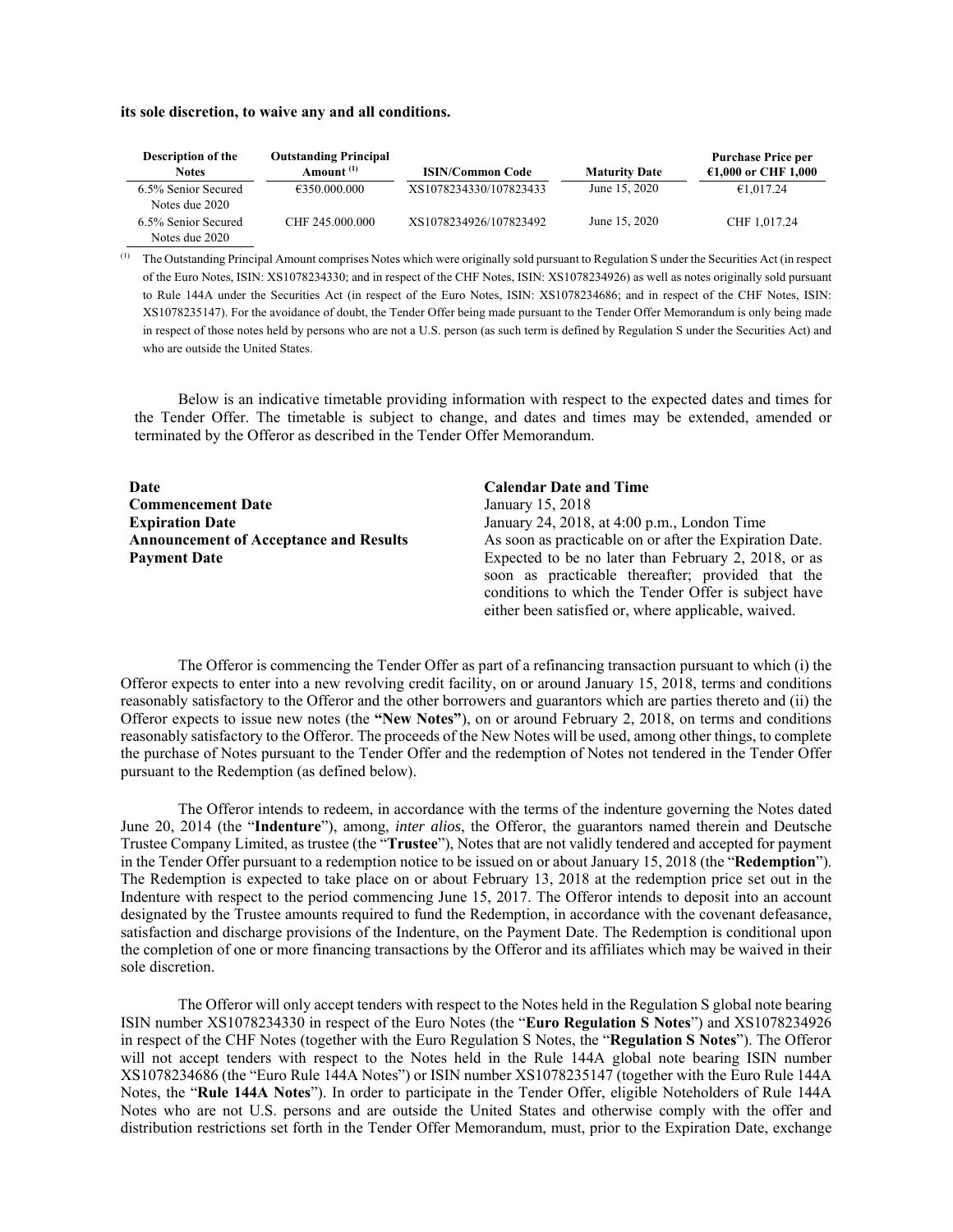**its sole discretion, to waive any and all conditions.**

| Description of the Notes | Outstanding Principal Amount (1) | ISIN/Common Code | Maturity Date | Purchase Price per €1,000 or CHF 1,000 |
|---|---|---|---|---|
| 6.5% Senior Secured Notes due 2020 | €350.000.000 | XS1078234330/107823433 | June 15, 2020 | €1,017.24 |
| 6.5% Senior Secured Notes due 2020 | CHF 245.000.000 | XS1078234926/107823492 | June 15, 2020 | CHF 1,017.24 |

(1) The Outstanding Principal Amount comprises Notes which were originally sold pursuant to Regulation S under the Securities Act (in respect of the Euro Notes, ISIN: XS1078234330; and in respect of the CHF Notes, ISIN: XS1078234926) as well as notes originally sold pursuant to Rule 144A under the Securities Act (in respect of the Euro Notes, ISIN: XS1078234686; and in respect of the CHF Notes, ISIN: XS1078235147). For the avoidance of doubt, the Tender Offer being made pursuant to the Tender Offer Memorandum is only being made in respect of those notes held by persons who are not a U.S. person (as such term is defined by Regulation S under the Securities Act) and who are outside the United States.

Below is an indicative timetable providing information with respect to the expected dates and times for the Tender Offer. The timetable is subject to change, and dates and times may be extended, amended or terminated by the Offeror as described in the Tender Offer Memorandum.

| Date | Calendar Date and Time |
|---|---|
| **Commencement Date** | January 15, 2018 |
| **Expiration Date** | January 24, 2018, at 4:00 p.m., London Time |
| **Announcement of Acceptance and Results** | As soon as practicable on or after the Expiration Date. |
| **Payment Date** | Expected to be no later than February 2, 2018, or as soon as practicable thereafter; provided that the conditions to which the Tender Offer is subject have either been satisfied or, where applicable, waived. |

The Offeror is commencing the Tender Offer as part of a refinancing transaction pursuant to which (i) the Offeror expects to enter into a new revolving credit facility, on or around January 15, 2018, terms and conditions reasonably satisfactory to the Offeror and the other borrowers and guarantors which are parties thereto and (ii) the Offeror expects to issue new notes (the **"New Notes"**), on or around February 2, 2018, on terms and conditions reasonably satisfactory to the Offeror. The proceeds of the New Notes will be used, among other things, to complete the purchase of Notes pursuant to the Tender Offer and the redemption of Notes not tendered in the Tender Offer pursuant to the Redemption (as defined below).

The Offeror intends to redeem, in accordance with the terms of the indenture governing the Notes dated June 20, 2014 (the "**Indenture**"), among, *inter alios*, the Offeror, the guarantors named therein and Deutsche Trustee Company Limited, as trustee (the "**Trustee**"), Notes that are not validly tendered and accepted for payment in the Tender Offer pursuant to a redemption notice to be issued on or about January 15, 2018 (the "**Redemption**"). The Redemption is expected to take place on or about February 13, 2018 at the redemption price set out in the Indenture with respect to the period commencing June 15, 2017. The Offeror intends to deposit into an account designated by the Trustee amounts required to fund the Redemption, in accordance with the covenant defeasance, satisfaction and discharge provisions of the Indenture, on the Payment Date. The Redemption is conditional upon the completion of one or more financing transactions by the Offeror and its affiliates which may be waived in their sole discretion.

The Offeror will only accept tenders with respect to the Notes held in the Regulation S global note bearing ISIN number XS1078234330 in respect of the Euro Notes (the "**Euro Regulation S Notes**") and XS1078234926 in respect of the CHF Notes (together with the Euro Regulation S Notes, the "**Regulation S Notes**"). The Offeror will not accept tenders with respect to the Notes held in the Rule 144A global note bearing ISIN number XS1078234686 (the "Euro Rule 144A Notes") or ISIN number XS1078235147 (together with the Euro Rule 144A Notes, the "**Rule 144A Notes**"). In order to participate in the Tender Offer, eligible Noteholders of Rule 144A Notes who are not U.S. persons and are outside the United States and otherwise comply with the offer and distribution restrictions set forth in the Tender Offer Memorandum, must, prior to the Expiration Date, exchange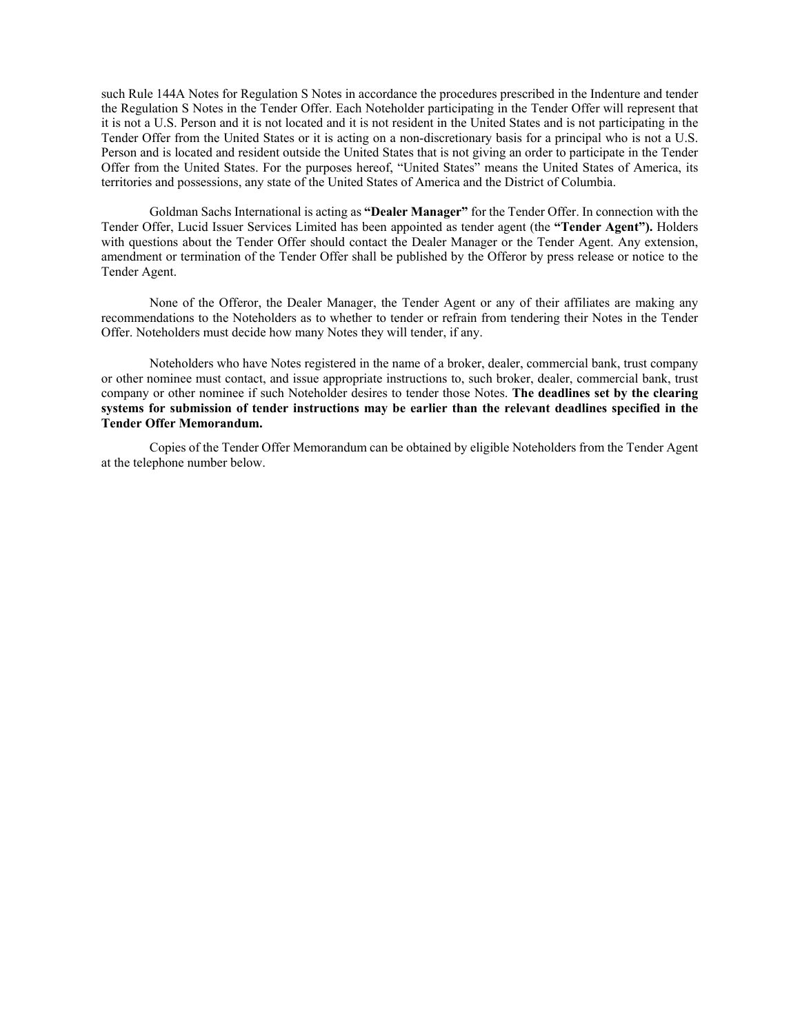such Rule 144A Notes for Regulation S Notes in accordance the procedures prescribed in the Indenture and tender the Regulation S Notes in the Tender Offer. Each Noteholder participating in the Tender Offer will represent that it is not a U.S. Person and it is not located and it is not resident in the United States and is not participating in the Tender Offer from the United States or it is acting on a non-discretionary basis for a principal who is not a U.S. Person and is located and resident outside the United States that is not giving an order to participate in the Tender Offer from the United States. For the purposes hereof, "United States" means the United States of America, its territories and possessions, any state of the United States of America and the District of Columbia.

Goldman Sachs International is acting as **"Dealer Manager"** for the Tender Offer. In connection with the Tender Offer, Lucid Issuer Services Limited has been appointed as tender agent (the **"Tender Agent").** Holders with questions about the Tender Offer should contact the Dealer Manager or the Tender Agent. Any extension, amendment or termination of the Tender Offer shall be published by the Offeror by press release or notice to the Tender Agent.

None of the Offeror, the Dealer Manager, the Tender Agent or any of their affiliates are making any recommendations to the Noteholders as to whether to tender or refrain from tendering their Notes in the Tender Offer. Noteholders must decide how many Notes they will tender, if any.

Noteholders who have Notes registered in the name of a broker, dealer, commercial bank, trust company or other nominee must contact, and issue appropriate instructions to, such broker, dealer, commercial bank, trust company or other nominee if such Noteholder desires to tender those Notes. **The deadlines set by the clearing systems for submission of tender instructions may be earlier than the relevant deadlines specified in the Tender Offer Memorandum.**

Copies of the Tender Offer Memorandum can be obtained by eligible Noteholders from the Tender Agent at the telephone number below.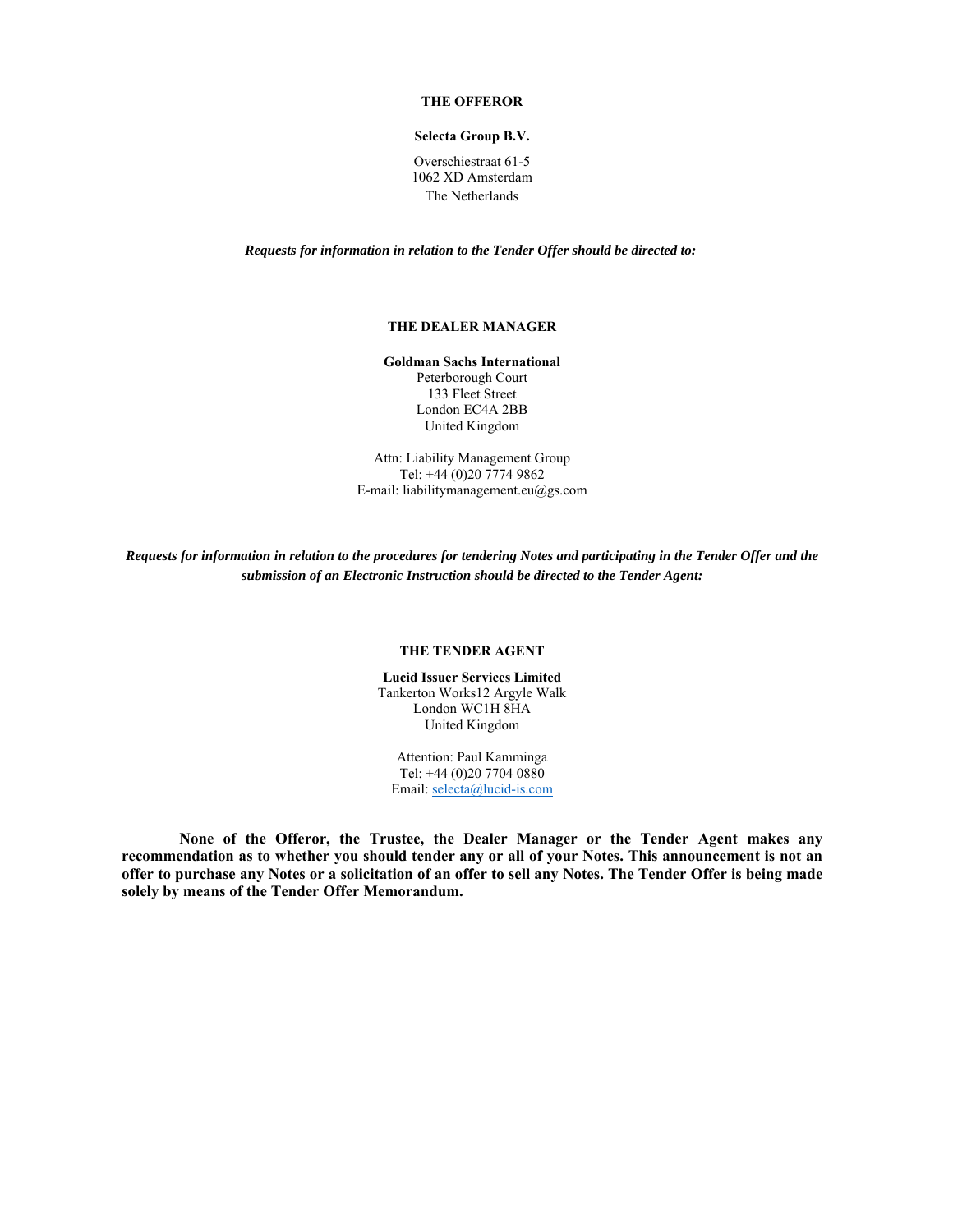**THE OFFEROR**

**Selecta Group B.V.**

Overschiestraat 61-5
1062 XD Amsterdam
The Netherlands

***Requests for information in relation to the Tender Offer should be directed to:***

**THE DEALER MANAGER**

**Goldman Sachs International**
Peterborough Court
133 Fleet Street
London EC4A 2BB
United Kingdom

Attn: Liability Management Group
Tel: +44 (0)20 7774 9862
E-mail: liabilitymanagement.eu@gs.com

***Requests for information in relation to the procedures for tendering Notes and participating in the Tender Offer and the submission of an Electronic Instruction should be directed to the Tender Agent:***

**THE TENDER AGENT**

**Lucid Issuer Services Limited**
Tankerton Works12 Argyle Walk
London WC1H 8HA
United Kingdom

Attention: Paul Kamminga
Tel: +44 (0)20 7704 0880
Email: selecta@lucid-is.com

**None of the Offeror, the Trustee, the Dealer Manager or the Tender Agent makes any recommendation as to whether you should tender any or all of your Notes. This announcement is not an offer to purchase any Notes or a solicitation of an offer to sell any Notes. The Tender Offer is being made solely by means of the Tender Offer Memorandum.**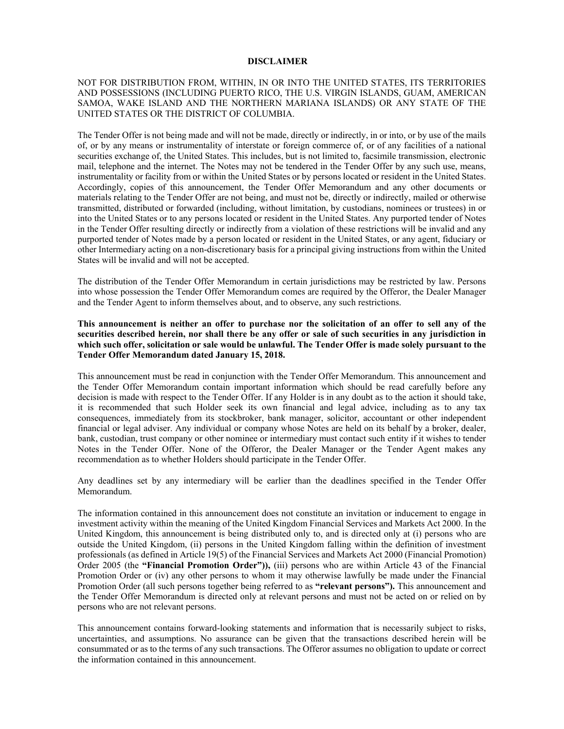## DISCLAIMER

NOT FOR DISTRIBUTION FROM, WITHIN, IN OR INTO THE UNITED STATES, ITS TERRITORIES AND POSSESSIONS (INCLUDING PUERTO RICO, THE U.S. VIRGIN ISLANDS, GUAM, AMERICAN SAMOA, WAKE ISLAND AND THE NORTHERN MARIANA ISLANDS) OR ANY STATE OF THE UNITED STATES OR THE DISTRICT OF COLUMBIA.

The Tender Offer is not being made and will not be made, directly or indirectly, in or into, or by use of the mails of, or by any means or instrumentality of interstate or foreign commerce of, or of any facilities of a national securities exchange of, the United States. This includes, but is not limited to, facsimile transmission, electronic mail, telephone and the internet. The Notes may not be tendered in the Tender Offer by any such use, means, instrumentality or facility from or within the United States or by persons located or resident in the United States. Accordingly, copies of this announcement, the Tender Offer Memorandum and any other documents or materials relating to the Tender Offer are not being, and must not be, directly or indirectly, mailed or otherwise transmitted, distributed or forwarded (including, without limitation, by custodians, nominees or trustees) in or into the United States or to any persons located or resident in the United States. Any purported tender of Notes in the Tender Offer resulting directly or indirectly from a violation of these restrictions will be invalid and any purported tender of Notes made by a person located or resident in the United States, or any agent, fiduciary or other Intermediary acting on a non-discretionary basis for a principal giving instructions from within the United States will be invalid and will not be accepted.

The distribution of the Tender Offer Memorandum in certain jurisdictions may be restricted by law. Persons into whose possession the Tender Offer Memorandum comes are required by the Offeror, the Dealer Manager and the Tender Agent to inform themselves about, and to observe, any such restrictions.

**This announcement is neither an offer to purchase nor the solicitation of an offer to sell any of the securities described herein, nor shall there be any offer or sale of such securities in any jurisdiction in which such offer, solicitation or sale would be unlawful. The Tender Offer is made solely pursuant to the Tender Offer Memorandum dated January 15, 2018.**

This announcement must be read in conjunction with the Tender Offer Memorandum. This announcement and the Tender Offer Memorandum contain important information which should be read carefully before any decision is made with respect to the Tender Offer. If any Holder is in any doubt as to the action it should take, it is recommended that such Holder seek its own financial and legal advice, including as to any tax consequences, immediately from its stockbroker, bank manager, solicitor, accountant or other independent financial or legal adviser. Any individual or company whose Notes are held on its behalf by a broker, dealer, bank, custodian, trust company or other nominee or intermediary must contact such entity if it wishes to tender Notes in the Tender Offer. None of the Offeror, the Dealer Manager or the Tender Agent makes any recommendation as to whether Holders should participate in the Tender Offer.

Any deadlines set by any intermediary will be earlier than the deadlines specified in the Tender Offer Memorandum.

The information contained in this announcement does not constitute an invitation or inducement to engage in investment activity within the meaning of the United Kingdom Financial Services and Markets Act 2000. In the United Kingdom, this announcement is being distributed only to, and is directed only at (i) persons who are outside the United Kingdom, (ii) persons in the United Kingdom falling within the definition of investment professionals (as defined in Article 19(5) of the Financial Services and Markets Act 2000 (Financial Promotion) Order 2005 (the **"Financial Promotion Order")),** (iii) persons who are within Article 43 of the Financial Promotion Order or (iv) any other persons to whom it may otherwise lawfully be made under the Financial Promotion Order (all such persons together being referred to as **"relevant persons").** This announcement and the Tender Offer Memorandum is directed only at relevant persons and must not be acted on or relied on by persons who are not relevant persons.

This announcement contains forward-looking statements and information that is necessarily subject to risks, uncertainties, and assumptions. No assurance can be given that the transactions described herein will be consummated or as to the terms of any such transactions. The Offeror assumes no obligation to update or correct the information contained in this announcement.